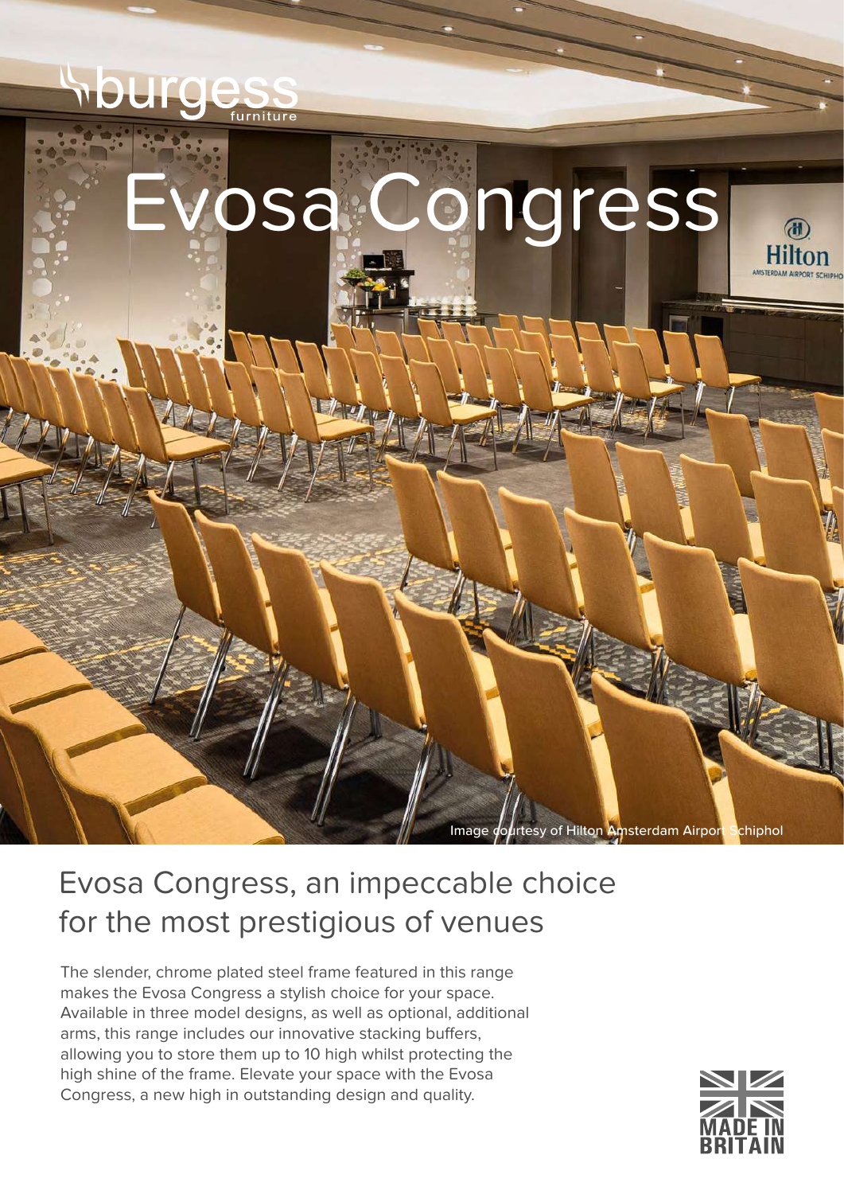burgess furniture

# Evosa Congress

Image courtesy of Hilton Amsterdam Airport Schiphol

## Evosa Congress, an impeccable choice for the most prestigious of venues

The slender, chrome plated steel frame featured in this range makes the Evosa Congress a stylish choice for your space. Available in three model designs, as well as optional, additional arms, this range includes our innovative stacking buffers, allowing you to store them up to 10 high whilst protecting the high shine of the frame. Elevate your space with the Evosa Congress, a new high in outstanding design and quality.

MADE IN BRITAIN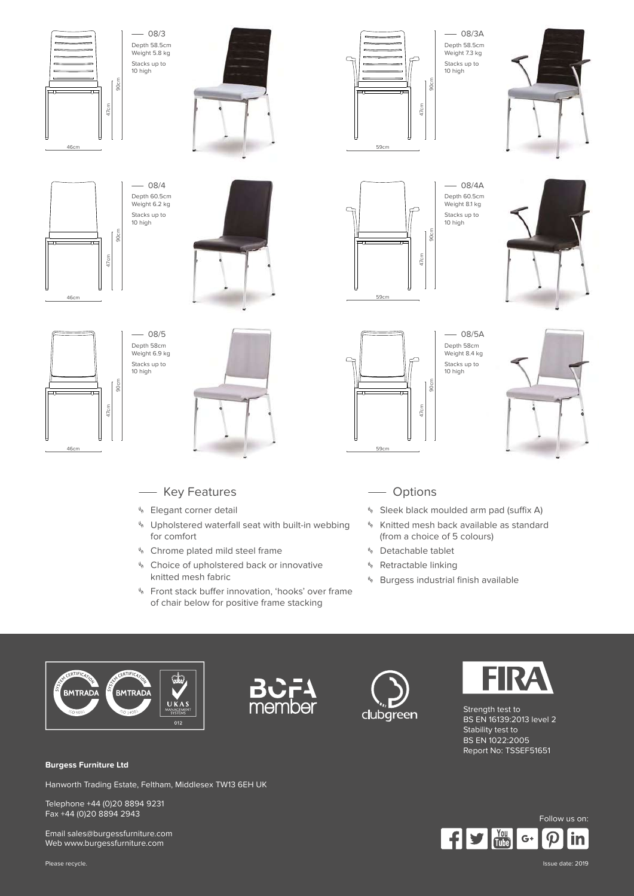## 08/3

Depth 58.5cm
Weight 5.8 kg

Stacks up to 10 high

90cm
47cm
46cm

## 08/3A

Depth 58.5cm
Weight 7.3 kg

Stacks up to 10 high

90cm
47cm
59cm

## 08/4

Depth 60.5cm
Weight 6.2 kg

Stacks up to 10 high

90cm
47cm
46cm

## 08/4A

Depth 60.5cm
Weight 8.1 kg

Stacks up to 10 high

90cm
47cm
59cm

## 08/5

Depth 58cm
Weight 6.9 kg

Stacks up to 10 high

90cm
47cm
46cm

## 08/5A

Depth 58cm
Weight 8.4 kg

Stacks up to 10 high

90cm
47cm
59cm

## Key Features

- Elegant corner detail
- Upholstered waterfall seat with built-in webbing for comfort
- Chrome plated mild steel frame
- Choice of upholstered back or innovative knitted mesh fabric
- Front stack buffer innovation, 'hooks' over frame of chair below for positive frame stacking

## Options

- Sleek black moulded arm pad (suffix A)
- Knitted mesh back available as standard (from a choice of 5 colours)
- Detachable tablet
- Retractable linking
- Burgess industrial finish available

BMTRADA SYSTEM CERTIFICATION ISO 9001
BMTRADA SYSTEM CERTIFICATION ISO 14001
UKAS MANAGEMENT SYSTEMS 012

BCFA member

clubgreen

FIRA

Strength test to
BS EN 16139:2013 level 2
Stability test to
BS EN 1022:2005
Report No: TSSEF51651

**Burgess Furniture Ltd**

Hanworth Trading Estate, Feltham, Middlesex TW13 6EH UK

Telephone +44 (0)20 8894 9231
Fax +44 (0)20 8894 2943

Email sales@burgessfurniture.com
Web www.burgessfurniture.com

Follow us on:

Please recycle.

Issue date: 2019